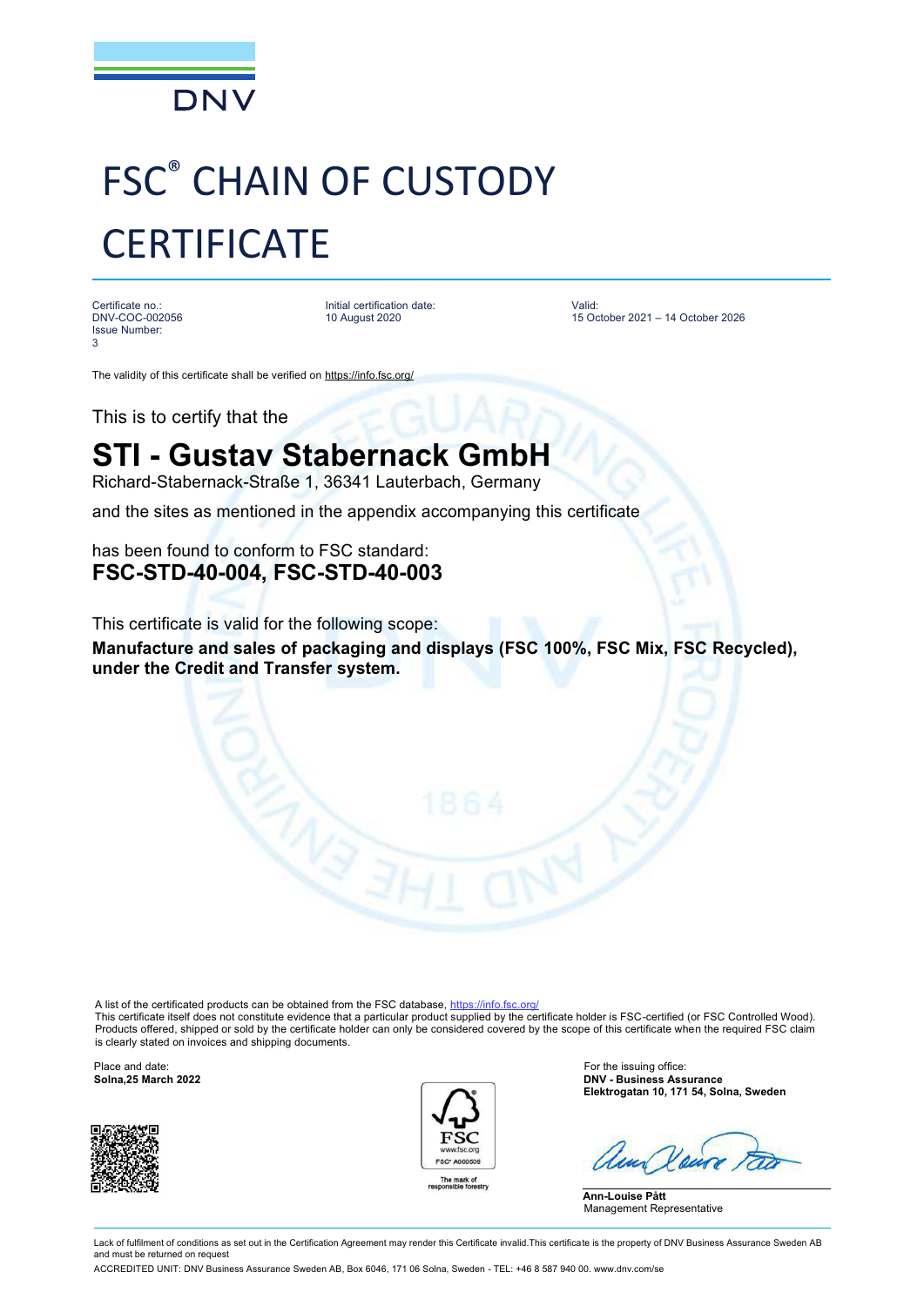DNV

# FSC® CHAIN OF CUSTODY CERTIFICATE

Certificate no.:
DNV-COC-002056
Issue Number:
3

Initial certification date:
10 August 2020

Valid:
15 October 2021 – 14 October 2026

The validity of this certificate shall be verified on https://info.fsc.org/

This is to certify that the

## STI - Gustav Stabernack GmbH

Richard-Stabernack-Straße 1, 36341 Lauterbach, Germany

and the sites as mentioned in the appendix accompanying this certificate

has been found to conform to FSC standard:
**FSC-STD-40-004, FSC-STD-40-003**

This certificate is valid for the following scope:
**Manufacture and sales of packaging and displays (FSC 100%, FSC Mix, FSC Recycled), under the Credit and Transfer system.**

A list of the certificated products can be obtained from the FSC database, https://info.fsc.org/
This certificate itself does not constitute evidence that a particular product supplied by the certificate holder is FSC-certified (or FSC Controlled Wood). Products offered, shipped or sold by the certificate holder can only be considered covered by the scope of this certificate when the required FSC claim is clearly stated on invoices and shipping documents.

Place and date:
**Solna,25 March 2022**

FSC
www.fsc.org
FSC® A000509
The mark of responsible forestry

For the issuing office:
**DNV - Business Assurance**
**Elektrogatan 10, 171 54, Solna, Sweden**

**Ann-Louise Pått**
Management Representative

Lack of fulfilment of conditions as set out in the Certification Agreement may render this Certificate invalid.This certificate is the property of DNV Business Assurance Sweden AB and must be returned on request

ACCREDITED UNIT: DNV Business Assurance Sweden AB, Box 6046, 171 06 Solna, Sweden - TEL: +46 8 587 940 00. www.dnv.com/se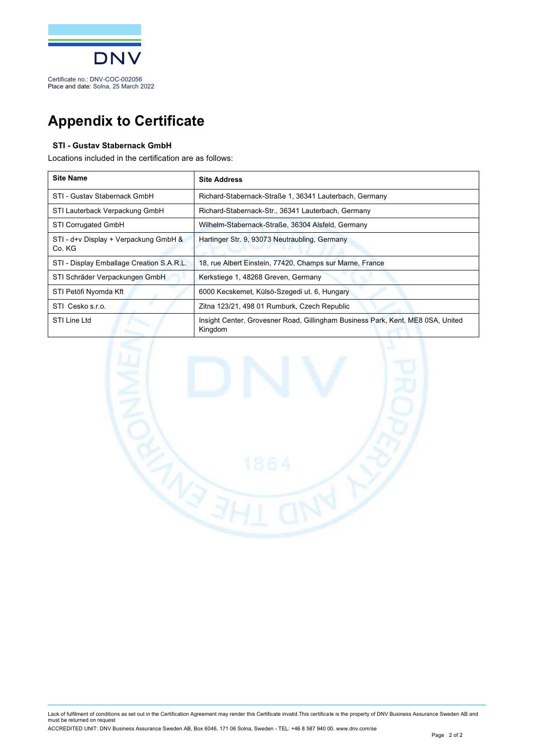Certificate no.: DNV-COC-002056
Place and date: Solna, 25 March 2022

# Appendix to Certificate

### STI - Gustav Stabernack GmbH

Locations included in the certification are as follows:

| Site Name | Site Address |
|---|---|
| STI - Gustav Stabernack GmbH | Richard-Stabernack-Straße 1, 36341 Lauterbach, Germany |
| STI Lauterback Verpackung GmbH | Richard-Stabernack-Str., 36341 Lauterbach, Germany |
| STI Corrugated GmbH | Wilhelm-Stabernack-Straße, 36304 Alsfeld, Germany |
| STI - d+v Display + Verpackung GmbH & Co. KG | Hartinger Str. 9, 93073 Neutraubling, Germany |
| STI - Display Emballage Creation S.A.R.L. | 18, rue Albert Einstein, 77420, Champs sur Marne, France |
| STI Schräder Verpackungen GmbH | Kerkstiege 1, 48268 Greven, Germany |
| STI Petöfi Nyomda Kft | 6000 Kecskemet, Külsö-Szegedi ut. 6, Hungary |
| STI Cesko s.r.o. | Zitna 123/21, 498 01 Rumburk, Czech Republic |
| STI Line Ltd | Insight Center, Grovesner Road, Gillingham Business Park, Kent, ME8 0SA, United Kingdom |

Lack of fulfilment of conditions as set out in the Certification Agreement may render this Certificate invalid. This certificate is the property of DNV Business Assurance Sweden AB and must be returned on request

ACCREDITED UNIT: DNV Business Assurance Sweden AB, Box 6046, 171 06 Solna, Sweden - TEL: +46 8 587 940 00. www.dnv.com/se